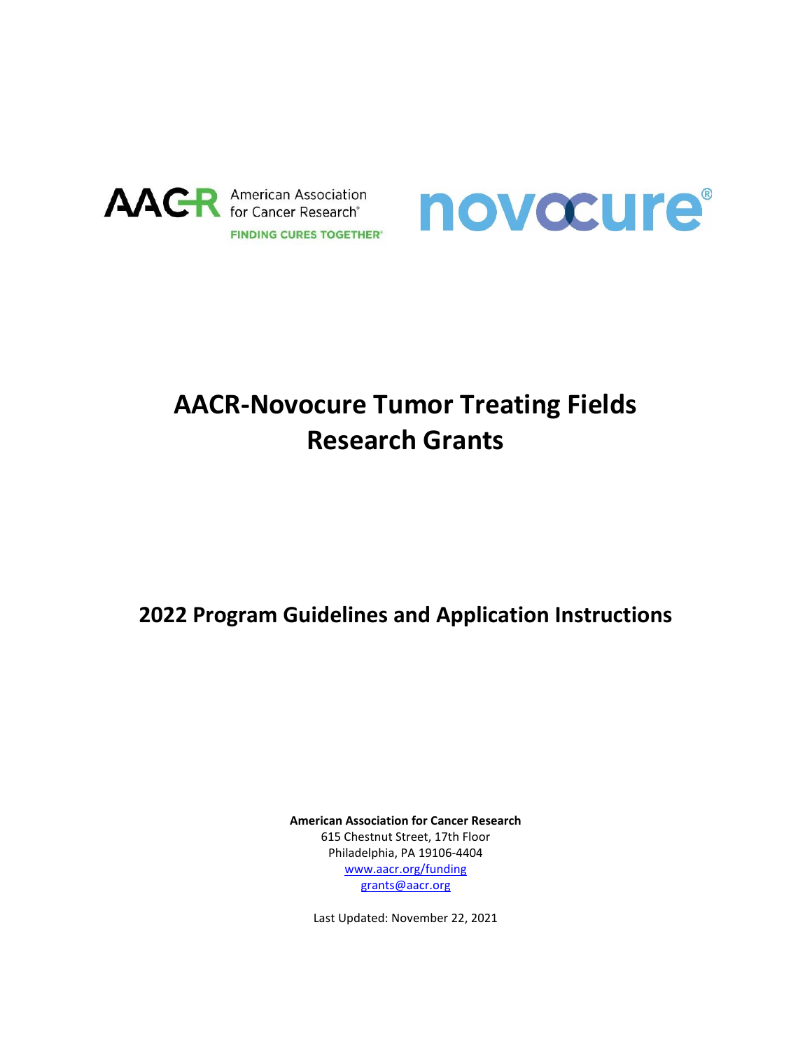# AACR-Novocure Tumor Treating Fields Research Grants

## 2022 Program Guidelines and Application Instructions

**American Association for Cancer Research**
615 Chestnut Street, 17th Floor
Philadelphia, PA 19106-4404
www.aacr.org/funding
grants@aacr.org

Last Updated: November 22, 2021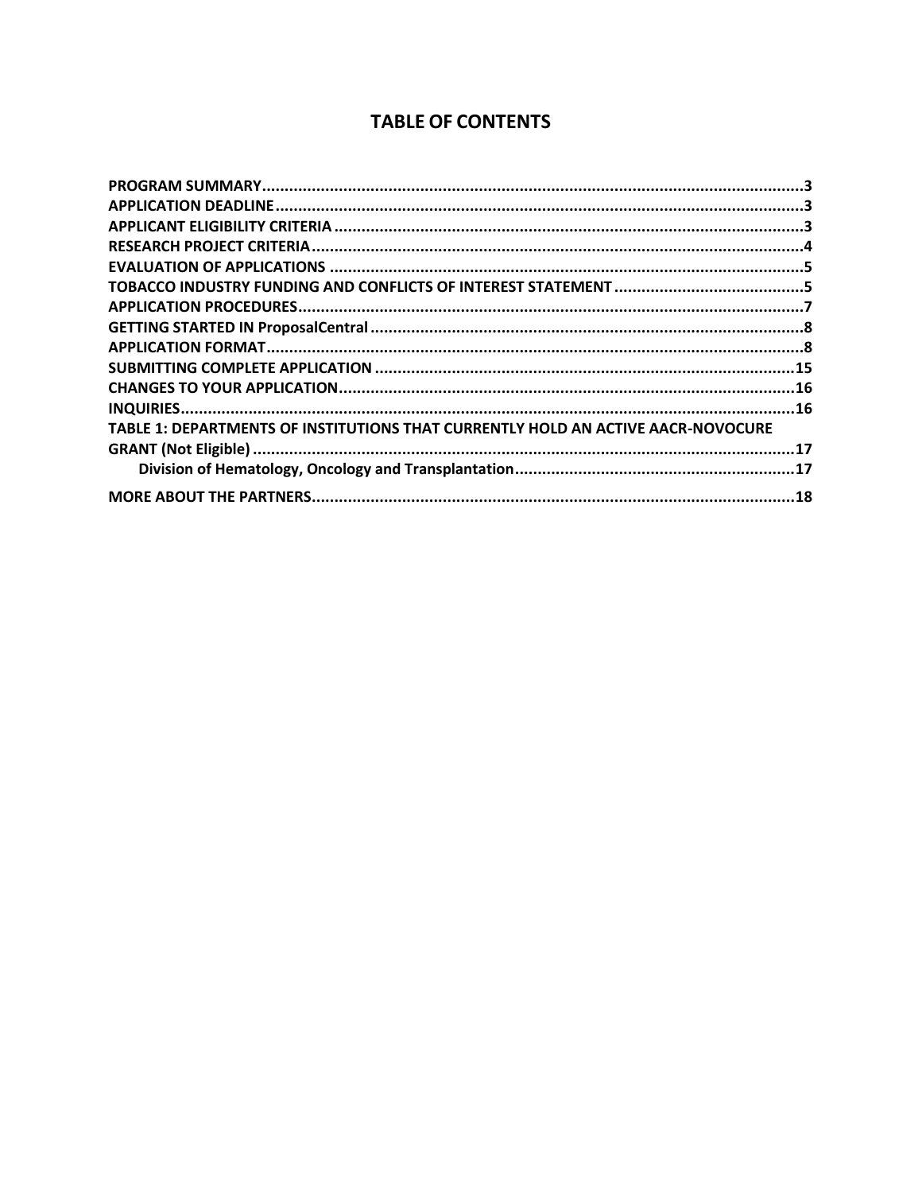# TABLE OF CONTENTS

PROGRAM SUMMARY....................................................................................................................3
APPLICATION DEADLINE............................................................................................................3
APPLICANT ELIGIBILITY CRITERIA..............................................................................................3
RESEARCH PROJECT CRITERIA...................................................................................................4
EVALUATION OF APPLICATIONS ...............................................................................................5
TOBACCO INDUSTRY FUNDING AND CONFLICTS OF INTEREST STATEMENT ..........................................5
APPLICATION PROCEDURES......................................................................................................7
GETTING STARTED IN ProposalCentral .......................................................................................8
APPLICATION FORMAT.............................................................................................................8
SUBMITTING COMPLETE APPLICATION ....................................................................................15
CHANGES TO YOUR APPLICATION............................................................................................16
INQUIRIES...............................................................................................................................16
TABLE 1: DEPARTMENTS OF INSTITUTIONS THAT CURRENTLY HOLD AN ACTIVE AACR-NOVOCURE GRANT (Not Eligible) ...............................................................................................17
    Division of Hematology, Oncology and Transplantation..............................................................17
MORE ABOUT THE PARTNERS..................................................................................................18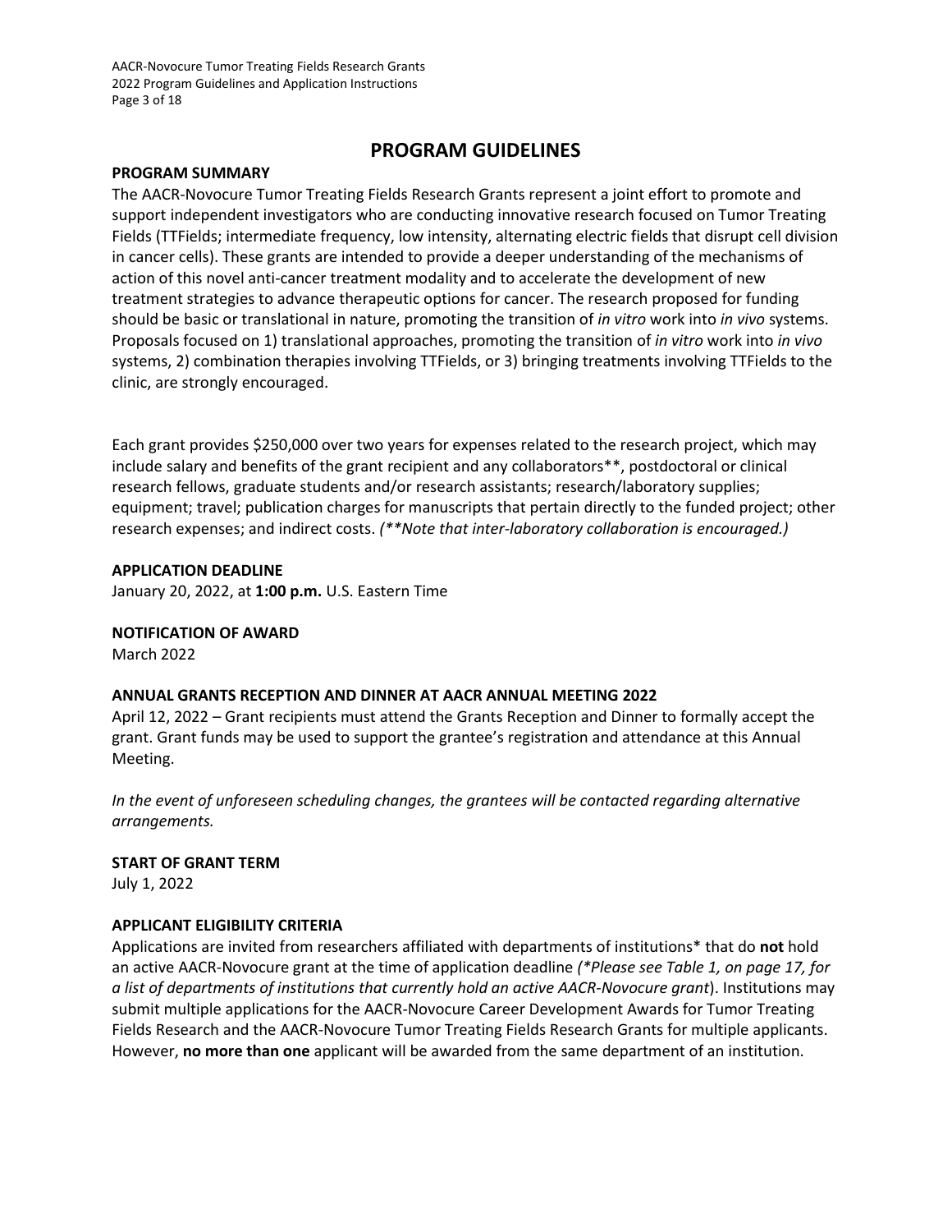# PROGRAM GUIDELINES

## PROGRAM SUMMARY

The AACR-Novocure Tumor Treating Fields Research Grants represent a joint effort to promote and support independent investigators who are conducting innovative research focused on Tumor Treating Fields (TTFields; intermediate frequency, low intensity, alternating electric fields that disrupt cell division in cancer cells). These grants are intended to provide a deeper understanding of the mechanisms of action of this novel anti-cancer treatment modality and to accelerate the development of new treatment strategies to advance therapeutic options for cancer. The research proposed for funding should be basic or translational in nature, promoting the transition of *in vitro* work into *in vivo* systems. Proposals focused on 1) translational approaches, promoting the transition of *in vitro* work into *in vivo* systems, 2) combination therapies involving TTFields, or 3) bringing treatments involving TTFields to the clinic, are strongly encouraged.

Each grant provides $250,000 over two years for expenses related to the research project, which may include salary and benefits of the grant recipient and any collaborators**, postdoctoral or clinical research fellows, graduate students and/or research assistants; research/laboratory supplies; equipment; travel; publication charges for manuscripts that pertain directly to the funded project; other research expenses; and indirect costs. *(**Note that inter-laboratory collaboration is encouraged.)*

## APPLICATION DEADLINE

January 20, 2022, at **1:00 p.m.** U.S. Eastern Time

## NOTIFICATION OF AWARD

March 2022

## ANNUAL GRANTS RECEPTION AND DINNER AT AACR ANNUAL MEETING 2022

April 12, 2022 – Grant recipients must attend the Grants Reception and Dinner to formally accept the grant. Grant funds may be used to support the grantee's registration and attendance at this Annual Meeting.

*In the event of unforeseen scheduling changes, the grantees will be contacted regarding alternative arrangements.*

## START OF GRANT TERM

July 1, 2022

## APPLICANT ELIGIBILITY CRITERIA

Applications are invited from researchers affiliated with departments of institutions* that do **not** hold an active AACR-Novocure grant at the time of application deadline *(*Please see Table 1, on page 17, for a list of departments of institutions that currently hold an active AACR-Novocure grant*). Institutions may submit multiple applications for the AACR-Novocure Career Development Awards for Tumor Treating Fields Research and the AACR-Novocure Tumor Treating Fields Research Grants for multiple applicants. However, **no more than one** applicant will be awarded from the same department of an institution.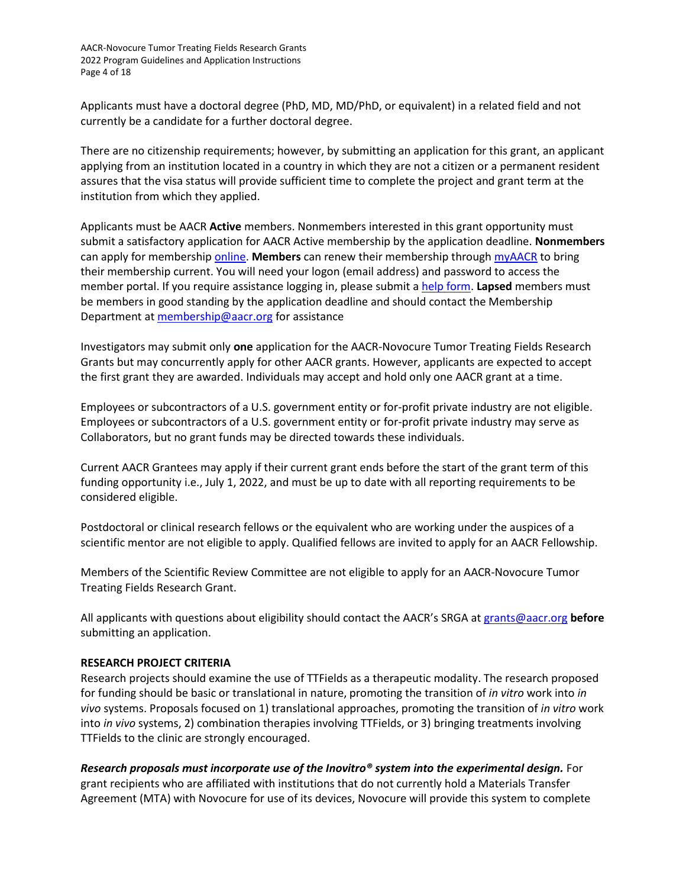Applicants must have a doctoral degree (PhD, MD, MD/PhD, or equivalent) in a related field and not currently be a candidate for a further doctoral degree.

There are no citizenship requirements; however, by submitting an application for this grant, an applicant applying from an institution located in a country in which they are not a citizen or a permanent resident assures that the visa status will provide sufficient time to complete the project and grant term at the institution from which they applied.

Applicants must be AACR **Active** members. Nonmembers interested in this grant opportunity must submit a satisfactory application for AACR Active membership by the application deadline. **Nonmembers** can apply for membership online. **Members** can renew their membership through myAACR to bring their membership current. You will need your logon (email address) and password to access the member portal. If you require assistance logging in, please submit a help form. **Lapsed** members must be members in good standing by the application deadline and should contact the Membership Department at membership@aacr.org for assistance

Investigators may submit only **one** application for the AACR-Novocure Tumor Treating Fields Research Grants but may concurrently apply for other AACR grants. However, applicants are expected to accept the first grant they are awarded. Individuals may accept and hold only one AACR grant at a time.

Employees or subcontractors of a U.S. government entity or for-profit private industry are not eligible. Employees or subcontractors of a U.S. government entity or for-profit private industry may serve as Collaborators, but no grant funds may be directed towards these individuals.

Current AACR Grantees may apply if their current grant ends before the start of the grant term of this funding opportunity i.e., July 1, 2022, and must be up to date with all reporting requirements to be considered eligible.

Postdoctoral or clinical research fellows or the equivalent who are working under the auspices of a scientific mentor are not eligible to apply. Qualified fellows are invited to apply for an AACR Fellowship.

Members of the Scientific Review Committee are not eligible to apply for an AACR-Novocure Tumor Treating Fields Research Grant.

All applicants with questions about eligibility should contact the AACR's SRGA at grants@aacr.org **before** submitting an application.

**RESEARCH PROJECT CRITERIA**

Research projects should examine the use of TTFields as a therapeutic modality. The research proposed for funding should be basic or translational in nature, promoting the transition of *in vitro* work into *in vivo* systems. Proposals focused on 1) translational approaches, promoting the transition of *in vitro* work into *in vivo* systems, 2) combination therapies involving TTFields, or 3) bringing treatments involving TTFields to the clinic are strongly encouraged.

***Research proposals must incorporate use of the Inovitro® system into the experimental design.*** For grant recipients who are affiliated with institutions that do not currently hold a Materials Transfer Agreement (MTA) with Novocure for use of its devices, Novocure will provide this system to complete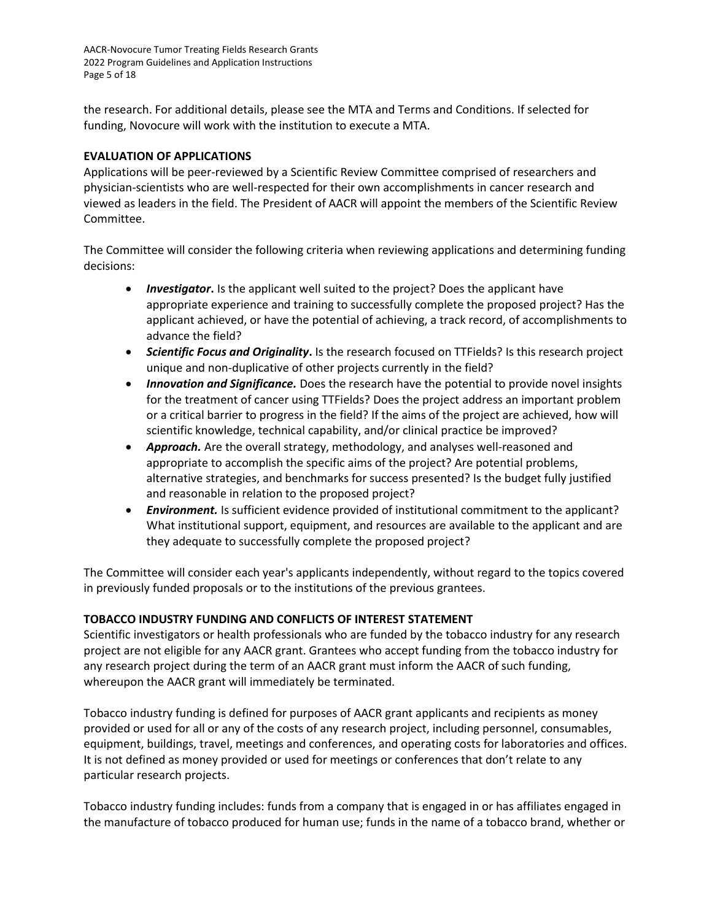the research. For additional details, please see the MTA and Terms and Conditions. If selected for funding, Novocure will work with the institution to execute a MTA.

## EVALUATION OF APPLICATIONS

Applications will be peer-reviewed by a Scientific Review Committee comprised of researchers and physician-scientists who are well-respected for their own accomplishments in cancer research and viewed as leaders in the field. The President of AACR will appoint the members of the Scientific Review Committee.

The Committee will consider the following criteria when reviewing applications and determining funding decisions:

- ***Investigator*.** Is the applicant well suited to the project? Does the applicant have appropriate experience and training to successfully complete the proposed project? Has the applicant achieved, or have the potential of achieving, a track record, of accomplishments to advance the field?
- ***Scientific Focus and Originality*.** Is the research focused on TTFields? Is this research project unique and non-duplicative of other projects currently in the field?
- ***Innovation and Significance.*** Does the research have the potential to provide novel insights for the treatment of cancer using TTFields? Does the project address an important problem or a critical barrier to progress in the field? If the aims of the project are achieved, how will scientific knowledge, technical capability, and/or clinical practice be improved?
- ***Approach.*** Are the overall strategy, methodology, and analyses well-reasoned and appropriate to accomplish the specific aims of the project? Are potential problems, alternative strategies, and benchmarks for success presented? Is the budget fully justified and reasonable in relation to the proposed project?
- ***Environment.*** Is sufficient evidence provided of institutional commitment to the applicant? What institutional support, equipment, and resources are available to the applicant and are they adequate to successfully complete the proposed project?

The Committee will consider each year's applicants independently, without regard to the topics covered in previously funded proposals or to the institutions of the previous grantees.

## TOBACCO INDUSTRY FUNDING AND CONFLICTS OF INTEREST STATEMENT

Scientific investigators or health professionals who are funded by the tobacco industry for any research project are not eligible for any AACR grant. Grantees who accept funding from the tobacco industry for any research project during the term of an AACR grant must inform the AACR of such funding, whereupon the AACR grant will immediately be terminated.

Tobacco industry funding is defined for purposes of AACR grant applicants and recipients as money provided or used for all or any of the costs of any research project, including personnel, consumables, equipment, buildings, travel, meetings and conferences, and operating costs for laboratories and offices. It is not defined as money provided or used for meetings or conferences that don't relate to any particular research projects.

Tobacco industry funding includes: funds from a company that is engaged in or has affiliates engaged in the manufacture of tobacco produced for human use; funds in the name of a tobacco brand, whether or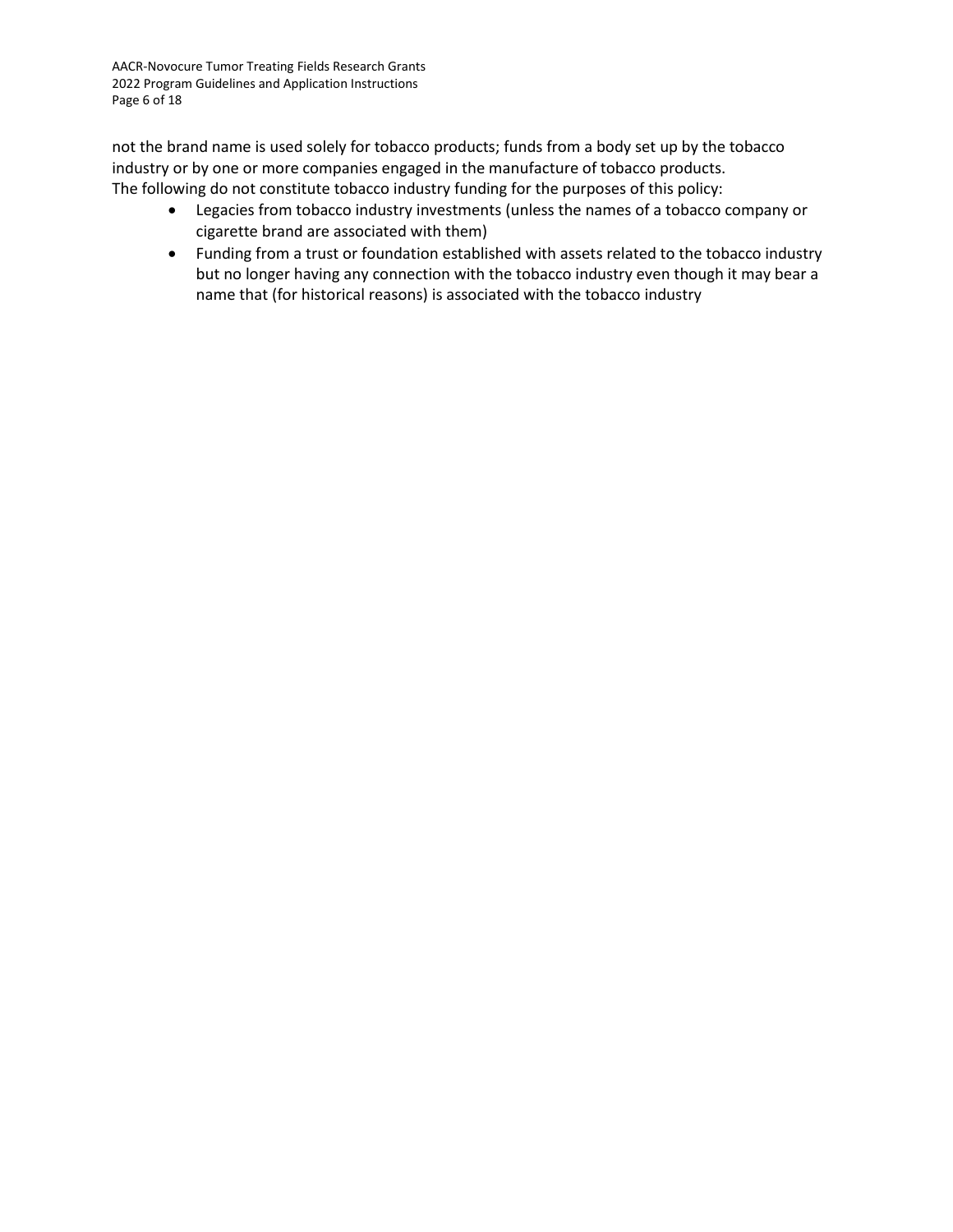not the brand name is used solely for tobacco products; funds from a body set up by the tobacco industry or by one or more companies engaged in the manufacture of tobacco products.
The following do not constitute tobacco industry funding for the purposes of this policy:

- Legacies from tobacco industry investments (unless the names of a tobacco company or cigarette brand are associated with them)
- Funding from a trust or foundation established with assets related to the tobacco industry but no longer having any connection with the tobacco industry even though it may bear a name that (for historical reasons) is associated with the tobacco industry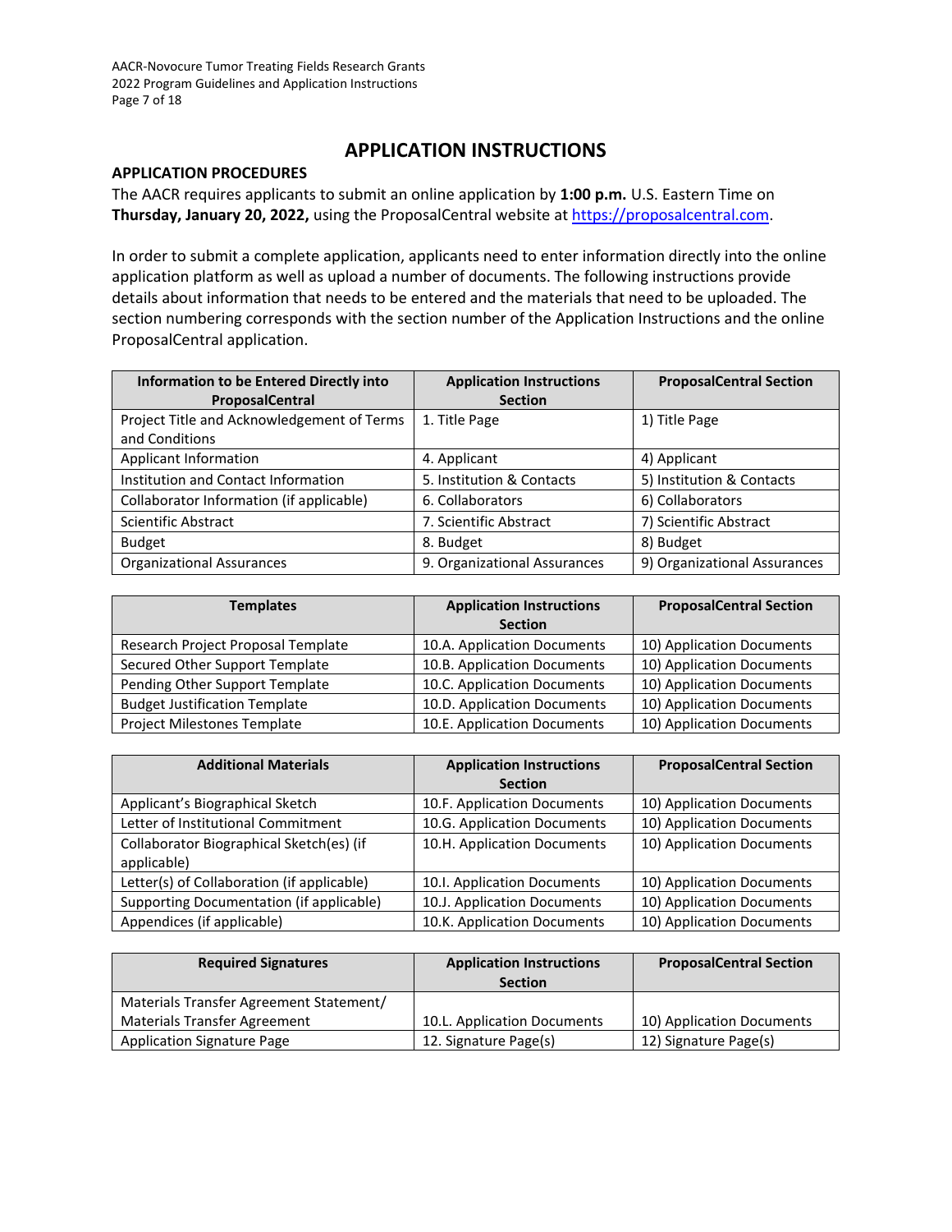# APPLICATION INSTRUCTIONS

## APPLICATION PROCEDURES

The AACR requires applicants to submit an online application by **1:00 p.m.** U.S. Eastern Time on **Thursday, January 20, 2022,** using the ProposalCentral website at https://proposalcentral.com.

In order to submit a complete application, applicants need to enter information directly into the online application platform as well as upload a number of documents. The following instructions provide details about information that needs to be entered and the materials that need to be uploaded. The section numbering corresponds with the section number of the Application Instructions and the online ProposalCentral application.

| Information to be Entered Directly into ProposalCentral | Application Instructions Section | ProposalCentral Section |
|---|---|---|
| Project Title and Acknowledgement of Terms and Conditions | 1. Title Page | 1) Title Page |
| Applicant Information | 4. Applicant | 4) Applicant |
| Institution and Contact Information | 5. Institution & Contacts | 5) Institution & Contacts |
| Collaborator Information (if applicable) | 6. Collaborators | 6) Collaborators |
| Scientific Abstract | 7. Scientific Abstract | 7) Scientific Abstract |
| Budget | 8. Budget | 8) Budget |
| Organizational Assurances | 9. Organizational Assurances | 9) Organizational Assurances |

| Templates | Application Instructions Section | ProposalCentral Section |
|---|---|---|
| Research Project Proposal Template | 10.A. Application Documents | 10) Application Documents |
| Secured Other Support Template | 10.B. Application Documents | 10) Application Documents |
| Pending Other Support Template | 10.C. Application Documents | 10) Application Documents |
| Budget Justification Template | 10.D. Application Documents | 10) Application Documents |
| Project Milestones Template | 10.E. Application Documents | 10) Application Documents |

| Additional Materials | Application Instructions Section | ProposalCentral Section |
|---|---|---|
| Applicant's Biographical Sketch | 10.F. Application Documents | 10) Application Documents |
| Letter of Institutional Commitment | 10.G. Application Documents | 10) Application Documents |
| Collaborator Biographical Sketch(es) (if applicable) | 10.H. Application Documents | 10) Application Documents |
| Letter(s) of Collaboration (if applicable) | 10.I. Application Documents | 10) Application Documents |
| Supporting Documentation (if applicable) | 10.J. Application Documents | 10) Application Documents |
| Appendices (if applicable) | 10.K. Application Documents | 10) Application Documents |

| Required Signatures | Application Instructions Section | ProposalCentral Section |
|---|---|---|
| Materials Transfer Agreement Statement/ Materials Transfer Agreement | 10.L. Application Documents | 10) Application Documents |
| Application Signature Page | 12. Signature Page(s) | 12) Signature Page(s) |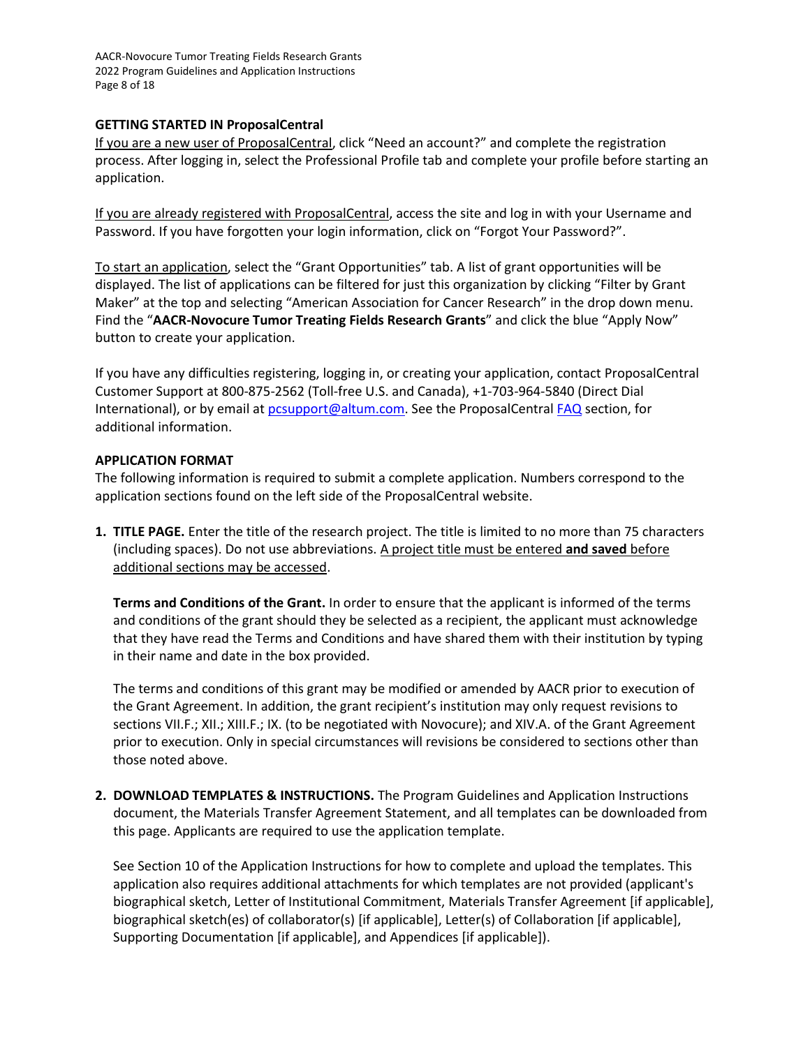### GETTING STARTED IN ProposalCentral

If you are a new user of ProposalCentral, click "Need an account?" and complete the registration process. After logging in, select the Professional Profile tab and complete your profile before starting an application.

If you are already registered with ProposalCentral, access the site and log in with your Username and Password. If you have forgotten your login information, click on "Forgot Your Password?".

To start an application, select the "Grant Opportunities" tab. A list of grant opportunities will be displayed. The list of applications can be filtered for just this organization by clicking "Filter by Grant Maker" at the top and selecting "American Association for Cancer Research" in the drop down menu. Find the "**AACR-Novocure Tumor Treating Fields Research Grants**" and click the blue "Apply Now" button to create your application.

If you have any difficulties registering, logging in, or creating your application, contact ProposalCentral Customer Support at 800-875-2562 (Toll-free U.S. and Canada), +1-703-964-5840 (Direct Dial International), or by email at pcsupport@altum.com. See the ProposalCentral FAQ section, for additional information.

### APPLICATION FORMAT

The following information is required to submit a complete application. Numbers correspond to the application sections found on the left side of the ProposalCentral website.

1. **TITLE PAGE.** Enter the title of the research project. The title is limited to no more than 75 characters (including spaces). Do not use abbreviations. A project title must be entered **and saved** before additional sections may be accessed.

   **Terms and Conditions of the Grant.** In order to ensure that the applicant is informed of the terms and conditions of the grant should they be selected as a recipient, the applicant must acknowledge that they have read the Terms and Conditions and have shared them with their institution by typing in their name and date in the box provided.

   The terms and conditions of this grant may be modified or amended by AACR prior to execution of the Grant Agreement. In addition, the grant recipient's institution may only request revisions to sections VII.F.; XII.; XIII.F.; IX. (to be negotiated with Novocure); and XIV.A. of the Grant Agreement prior to execution. Only in special circumstances will revisions be considered to sections other than those noted above.

2. **DOWNLOAD TEMPLATES & INSTRUCTIONS.** The Program Guidelines and Application Instructions document, the Materials Transfer Agreement Statement, and all templates can be downloaded from this page. Applicants are required to use the application template.

   See Section 10 of the Application Instructions for how to complete and upload the templates. This application also requires additional attachments for which templates are not provided (applicant's biographical sketch, Letter of Institutional Commitment, Materials Transfer Agreement [if applicable], biographical sketch(es) of collaborator(s) [if applicable], Letter(s) of Collaboration [if applicable], Supporting Documentation [if applicable], and Appendices [if applicable]).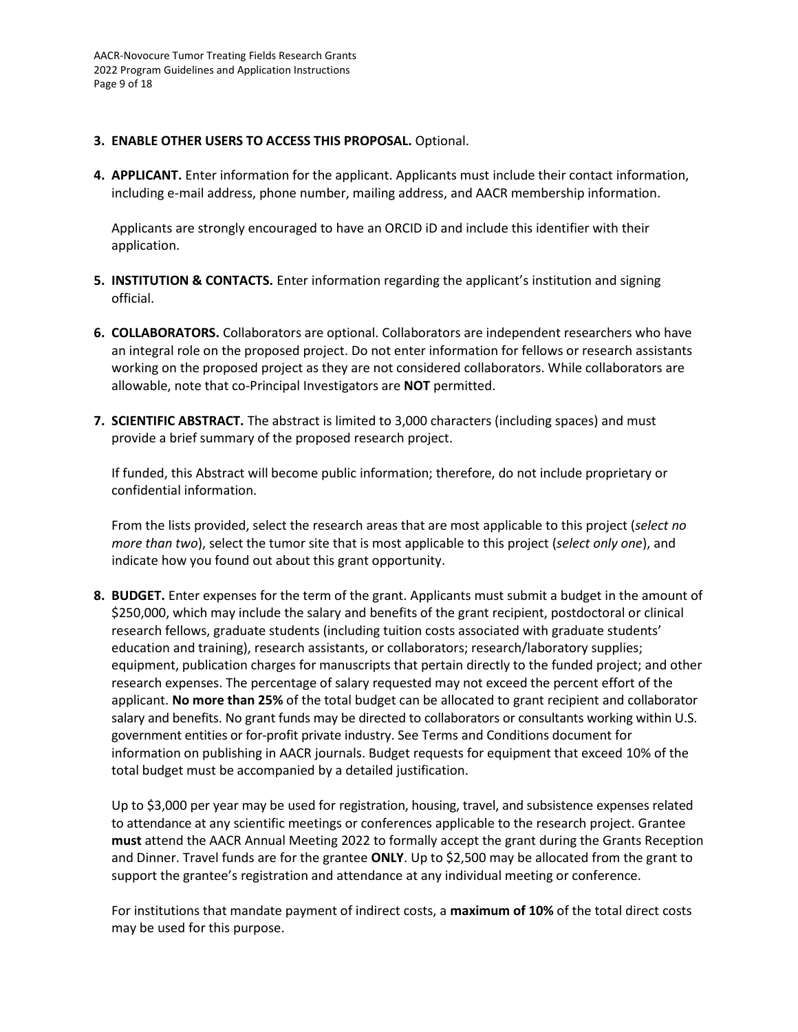3. **ENABLE OTHER USERS TO ACCESS THIS PROPOSAL.** Optional.

4. **APPLICANT.** Enter information for the applicant. Applicants must include their contact information, including e-mail address, phone number, mailing address, and AACR membership information.

   Applicants are strongly encouraged to have an ORCID iD and include this identifier with their application.

5. **INSTITUTION & CONTACTS.** Enter information regarding the applicant's institution and signing official.

6. **COLLABORATORS.** Collaborators are optional. Collaborators are independent researchers who have an integral role on the proposed project. Do not enter information for fellows or research assistants working on the proposed project as they are not considered collaborators. While collaborators are allowable, note that co-Principal Investigators are **NOT** permitted.

7. **SCIENTIFIC ABSTRACT.** The abstract is limited to 3,000 characters (including spaces) and must provide a brief summary of the proposed research project.

   If funded, this Abstract will become public information; therefore, do not include proprietary or confidential information.

   From the lists provided, select the research areas that are most applicable to this project (*select no more than two*), select the tumor site that is most applicable to this project (*select only one*), and indicate how you found out about this grant opportunity.

8. **BUDGET.** Enter expenses for the term of the grant. Applicants must submit a budget in the amount of $250,000, which may include the salary and benefits of the grant recipient, postdoctoral or clinical research fellows, graduate students (including tuition costs associated with graduate students' education and training), research assistants, or collaborators; research/laboratory supplies; equipment, publication charges for manuscripts that pertain directly to the funded project; and other research expenses. The percentage of salary requested may not exceed the percent effort of the applicant. **No more than 25%** of the total budget can be allocated to grant recipient and collaborator salary and benefits. No grant funds may be directed to collaborators or consultants working within U.S. government entities or for-profit private industry. See Terms and Conditions document for information on publishing in AACR journals. Budget requests for equipment that exceed 10% of the total budget must be accompanied by a detailed justification.

   Up to $3,000 per year may be used for registration, housing, travel, and subsistence expenses related to attendance at any scientific meetings or conferences applicable to the research project. Grantee **must** attend the AACR Annual Meeting 2022 to formally accept the grant during the Grants Reception and Dinner. Travel funds are for the grantee **ONLY**. Up to $2,500 may be allocated from the grant to support the grantee's registration and attendance at any individual meeting or conference.

   For institutions that mandate payment of indirect costs, a **maximum of 10%** of the total direct costs may be used for this purpose.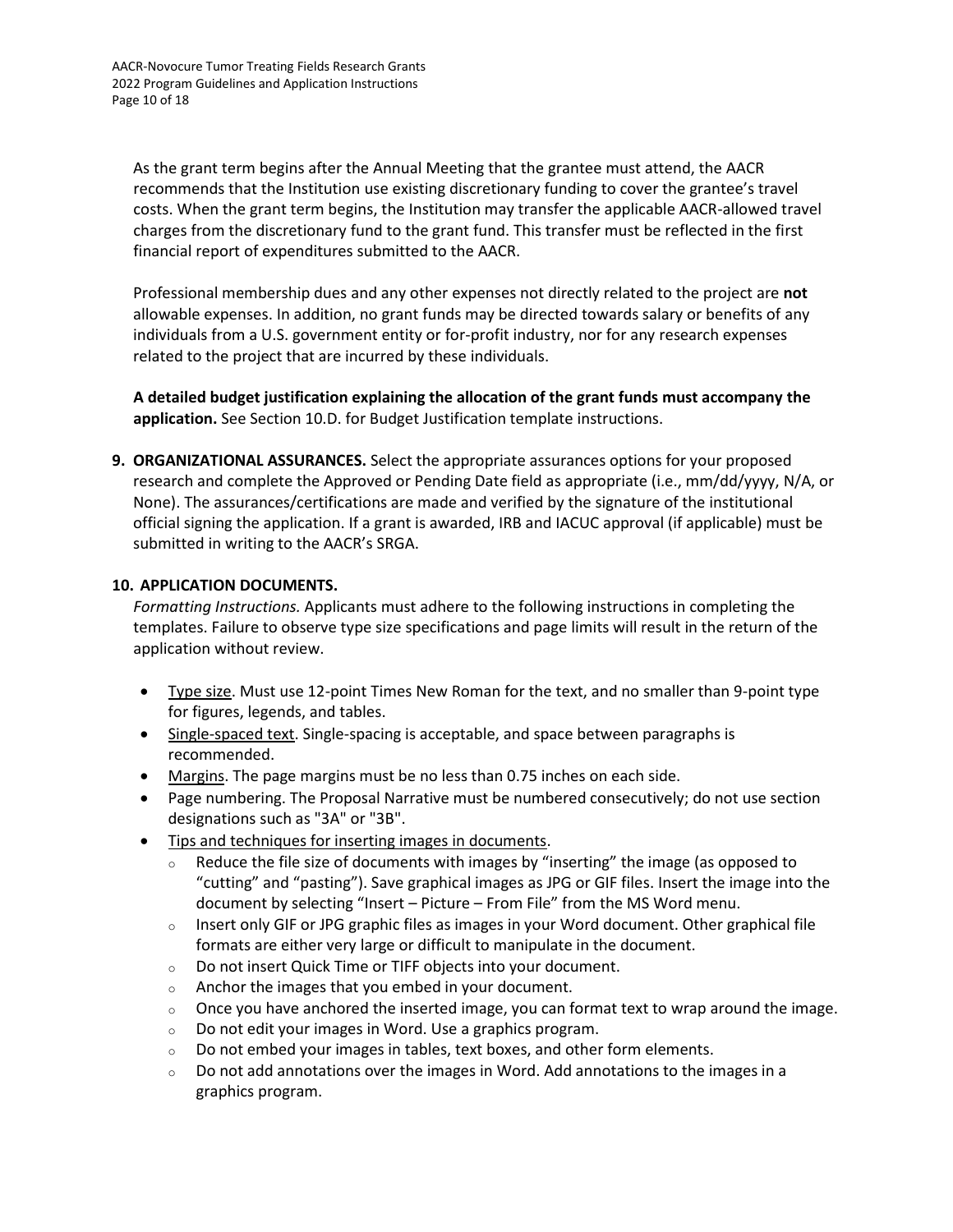As the grant term begins after the Annual Meeting that the grantee must attend, the AACR recommends that the Institution use existing discretionary funding to cover the grantee's travel costs. When the grant term begins, the Institution may transfer the applicable AACR-allowed travel charges from the discretionary fund to the grant fund. This transfer must be reflected in the first financial report of expenditures submitted to the AACR.

Professional membership dues and any other expenses not directly related to the project are **not** allowable expenses. In addition, no grant funds may be directed towards salary or benefits of any individuals from a U.S. government entity or for-profit industry, nor for any research expenses related to the project that are incurred by these individuals.

**A detailed budget justification explaining the allocation of the grant funds must accompany the application.** See Section 10.D. for Budget Justification template instructions.

**9. ORGANIZATIONAL ASSURANCES.** Select the appropriate assurances options for your proposed research and complete the Approved or Pending Date field as appropriate (i.e., mm/dd/yyyy, N/A, or None). The assurances/certifications are made and verified by the signature of the institutional official signing the application. If a grant is awarded, IRB and IACUC approval (if applicable) must be submitted in writing to the AACR's SRGA.

**10. APPLICATION DOCUMENTS.**

*Formatting Instructions.* Applicants must adhere to the following instructions in completing the templates. Failure to observe type size specifications and page limits will result in the return of the application without review.

- Type size. Must use 12-point Times New Roman for the text, and no smaller than 9-point type for figures, legends, and tables.
- Single-spaced text. Single-spacing is acceptable, and space between paragraphs is recommended.
- Margins. The page margins must be no less than 0.75 inches on each side.
- Page numbering. The Proposal Narrative must be numbered consecutively; do not use section designations such as "3A" or "3B".
- Tips and techniques for inserting images in documents.
  - Reduce the file size of documents with images by "inserting" the image (as opposed to "cutting" and "pasting"). Save graphical images as JPG or GIF files. Insert the image into the document by selecting "Insert – Picture – From File" from the MS Word menu.
  - Insert only GIF or JPG graphic files as images in your Word document. Other graphical file formats are either very large or difficult to manipulate in the document.
  - Do not insert Quick Time or TIFF objects into your document.
  - Anchor the images that you embed in your document.
  - Once you have anchored the inserted image, you can format text to wrap around the image.
  - Do not edit your images in Word. Use a graphics program.
  - Do not embed your images in tables, text boxes, and other form elements.
  - Do not add annotations over the images in Word. Add annotations to the images in a graphics program.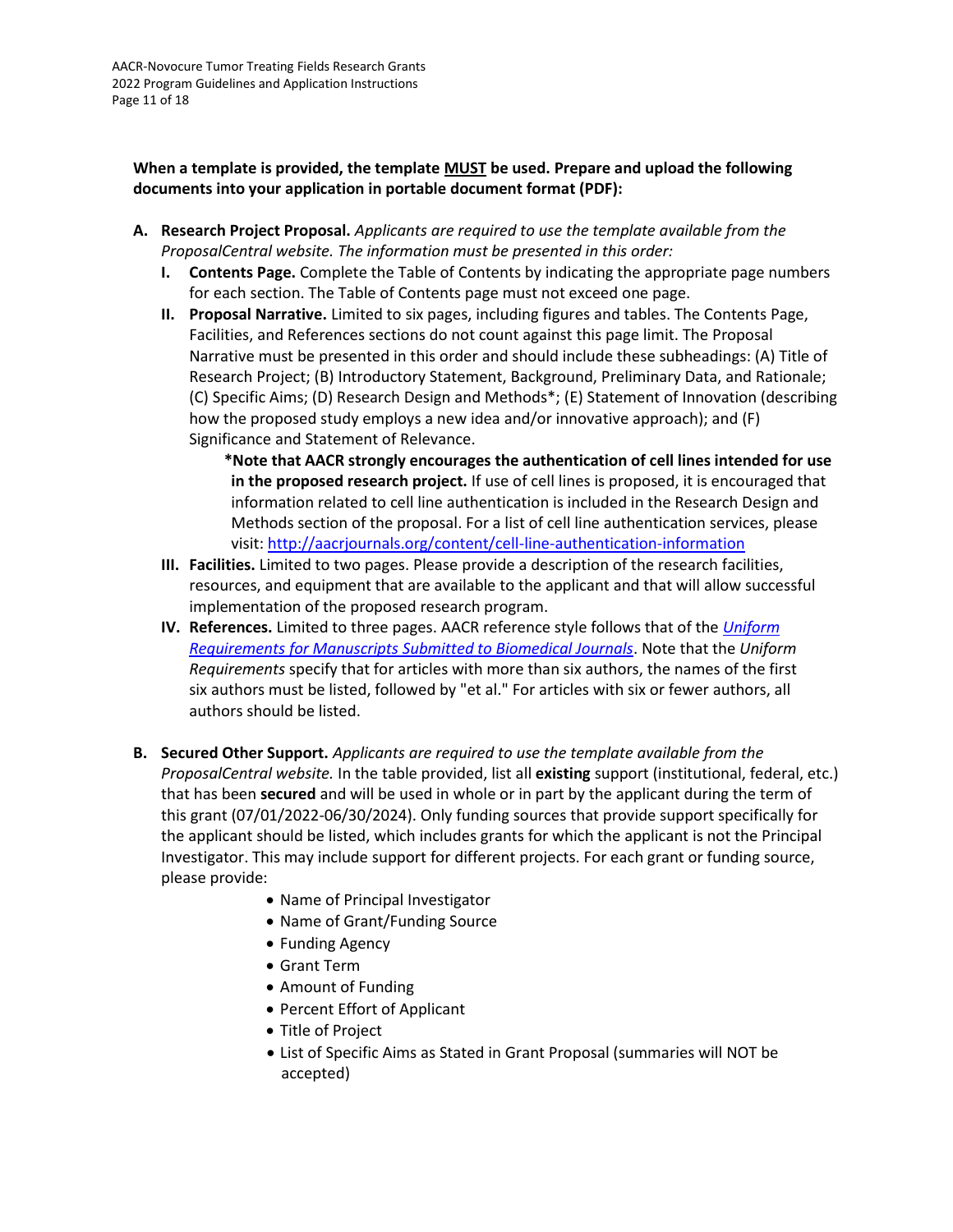**When a template is provided, the template MUST be used. Prepare and upload the following documents into your application in portable document format (PDF):**

**A. Research Project Proposal.** *Applicants are required to use the template available from the ProposalCentral website. The information must be presented in this order:*

   **I. Contents Page.** Complete the Table of Contents by indicating the appropriate page numbers for each section. The Table of Contents page must not exceed one page.

   **II. Proposal Narrative.** Limited to six pages, including figures and tables. The Contents Page, Facilities, and References sections do not count against this page limit. The Proposal Narrative must be presented in this order and should include these subheadings: (A) Title of Research Project; (B) Introductory Statement, Background, Preliminary Data, and Rationale; (C) Specific Aims; (D) Research Design and Methods*; (E) Statement of Innovation (describing how the proposed study employs a new idea and/or innovative approach); and (F) Significance and Statement of Relevance.

   ***Note that AACR strongly encourages the authentication of cell lines intended for use in the proposed research project.** If use of cell lines is proposed, it is encouraged that information related to cell line authentication is included in the Research Design and Methods section of the proposal. For a list of cell line authentication services, please visit: http://aacrjournals.org/content/cell-line-authentication-information

   **III. Facilities.** Limited to two pages. Please provide a description of the research facilities, resources, and equipment that are available to the applicant and that will allow successful implementation of the proposed research program.

   **IV. References.** Limited to three pages. AACR reference style follows that of the *Uniform Requirements for Manuscripts Submitted to Biomedical Journals*. Note that the *Uniform Requirements* specify that for articles with more than six authors, the names of the first six authors must be listed, followed by "et al." For articles with six or fewer authors, all authors should be listed.

**B. Secured Other Support.** *Applicants are required to use the template available from the ProposalCentral website.* In the table provided, list all **existing** support (institutional, federal, etc.) that has been **secured** and will be used in whole or in part by the applicant during the term of this grant (07/01/2022-06/30/2024). Only funding sources that provide support specifically for the applicant should be listed, which includes grants for which the applicant is not the Principal Investigator. This may include support for different projects. For each grant or funding source, please provide:

- Name of Principal Investigator
- Name of Grant/Funding Source
- Funding Agency
- Grant Term
- Amount of Funding
- Percent Effort of Applicant
- Title of Project
- List of Specific Aims as Stated in Grant Proposal (summaries will NOT be accepted)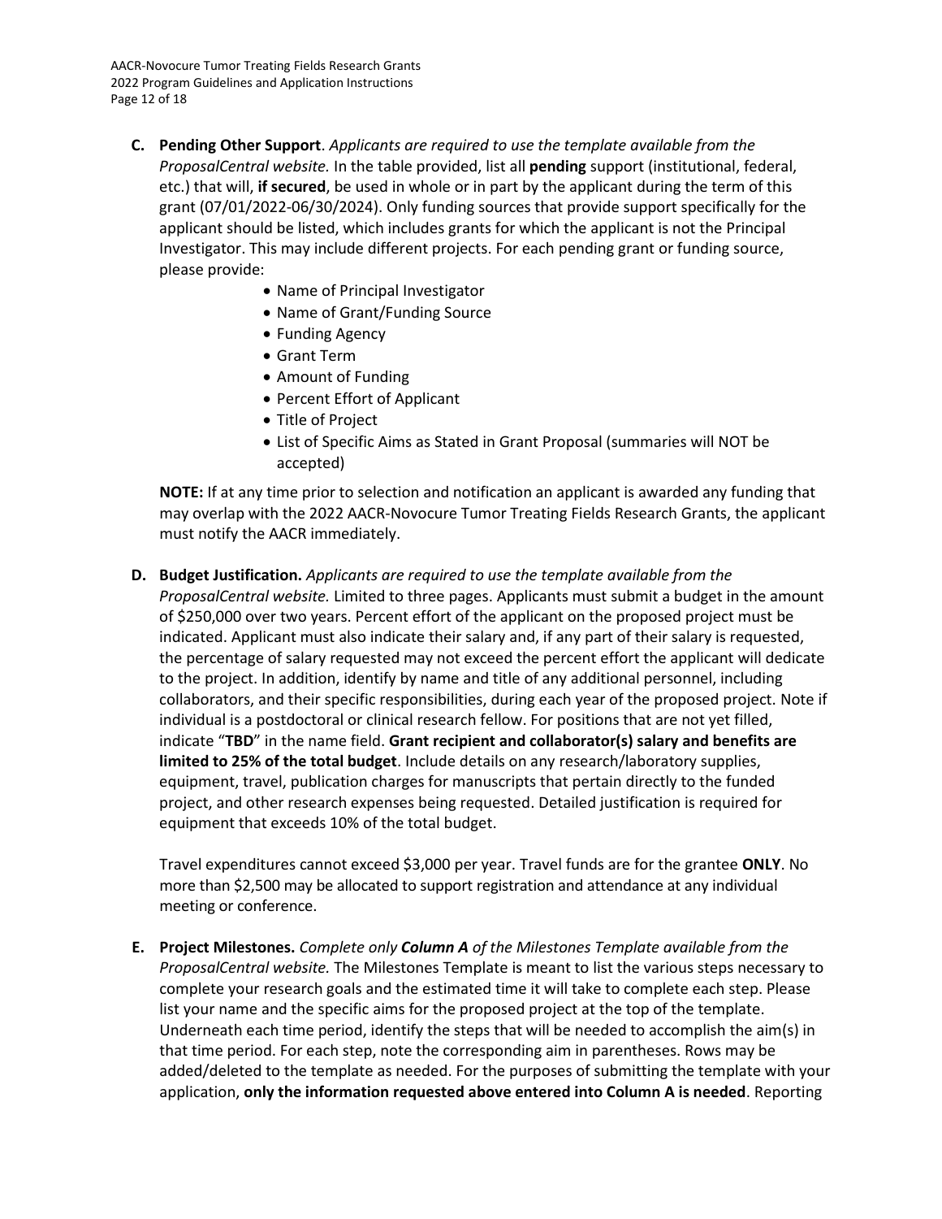**C. Pending Other Support**. *Applicants are required to use the template available from the ProposalCentral website.* In the table provided, list all **pending** support (institutional, federal, etc.) that will, **if secured**, be used in whole or in part by the applicant during the term of this grant (07/01/2022-06/30/2024). Only funding sources that provide support specifically for the applicant should be listed, which includes grants for which the applicant is not the Principal Investigator. This may include different projects. For each pending grant or funding source, please provide:

- Name of Principal Investigator
- Name of Grant/Funding Source
- Funding Agency
- Grant Term
- Amount of Funding
- Percent Effort of Applicant
- Title of Project
- List of Specific Aims as Stated in Grant Proposal (summaries will NOT be accepted)

**NOTE:** If at any time prior to selection and notification an applicant is awarded any funding that may overlap with the 2022 AACR-Novocure Tumor Treating Fields Research Grants, the applicant must notify the AACR immediately.

**D. Budget Justification.** *Applicants are required to use the template available from the ProposalCentral website.* Limited to three pages. Applicants must submit a budget in the amount of $250,000 over two years. Percent effort of the applicant on the proposed project must be indicated. Applicant must also indicate their salary and, if any part of their salary is requested, the percentage of salary requested may not exceed the percent effort the applicant will dedicate to the project. In addition, identify by name and title of any additional personnel, including collaborators, and their specific responsibilities, during each year of the proposed project. Note if individual is a postdoctoral or clinical research fellow. For positions that are not yet filled, indicate "**TBD**" in the name field. **Grant recipient and collaborator(s) salary and benefits are limited to 25% of the total budget**. Include details on any research/laboratory supplies, equipment, travel, publication charges for manuscripts that pertain directly to the funded project, and other research expenses being requested. Detailed justification is required for equipment that exceeds 10% of the total budget.

Travel expenditures cannot exceed $3,000 per year. Travel funds are for the grantee **ONLY**. No more than $2,500 may be allocated to support registration and attendance at any individual meeting or conference.

**E. Project Milestones.** *Complete only **Column A** of the Milestones Template available from the ProposalCentral website.* The Milestones Template is meant to list the various steps necessary to complete your research goals and the estimated time it will take to complete each step. Please list your name and the specific aims for the proposed project at the top of the template. Underneath each time period, identify the steps that will be needed to accomplish the aim(s) in that time period. For each step, note the corresponding aim in parentheses. Rows may be added/deleted to the template as needed. For the purposes of submitting the template with your application, **only the information requested above entered into Column A is needed**. Reporting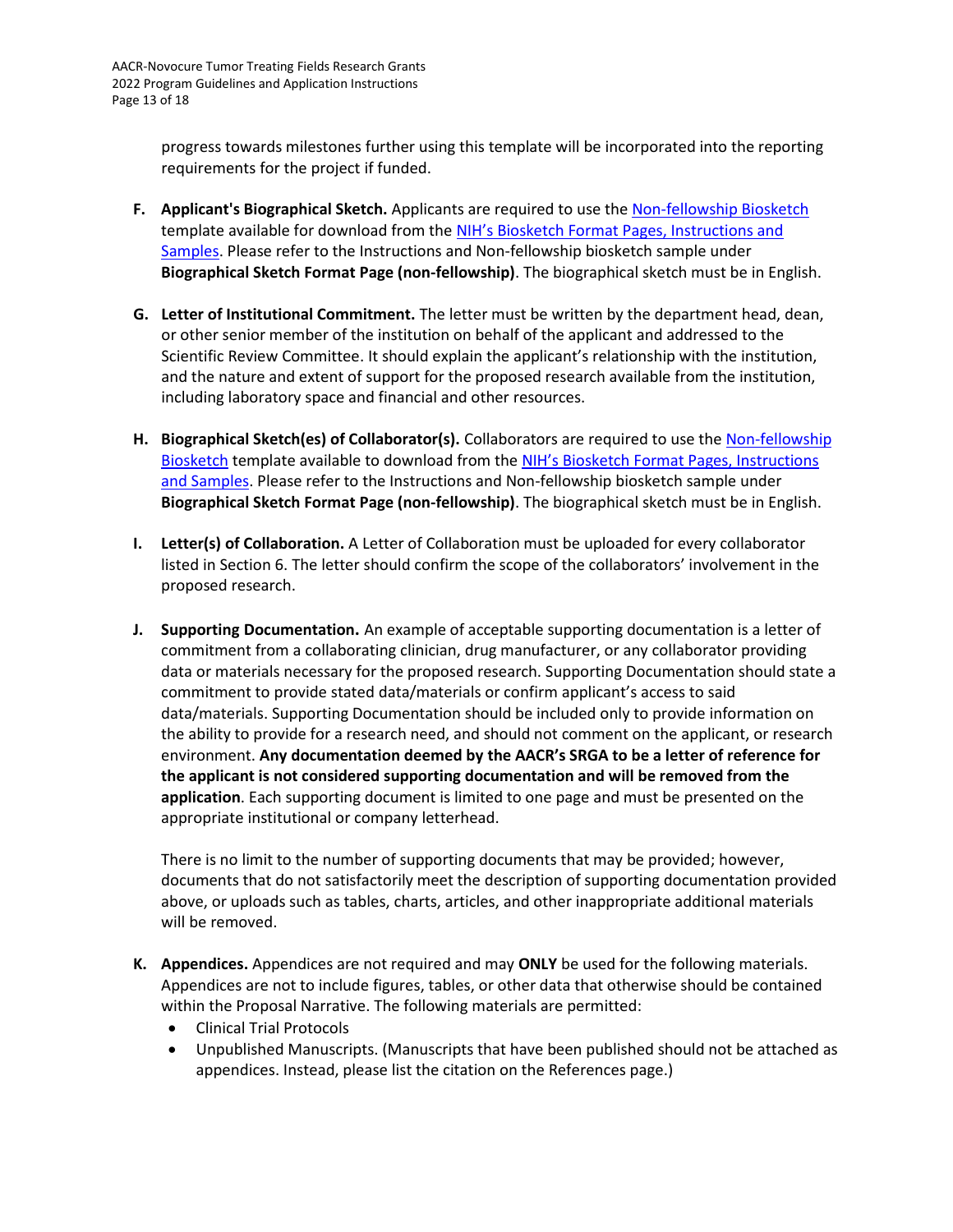progress towards milestones further using this template will be incorporated into the reporting requirements for the project if funded.

F. **Applicant's Biographical Sketch.** Applicants are required to use the Non-fellowship Biosketch template available for download from the NIH's Biosketch Format Pages, Instructions and Samples. Please refer to the Instructions and Non-fellowship biosketch sample under **Biographical Sketch Format Page (non-fellowship)**. The biographical sketch must be in English.

G. **Letter of Institutional Commitment.** The letter must be written by the department head, dean, or other senior member of the institution on behalf of the applicant and addressed to the Scientific Review Committee. It should explain the applicant's relationship with the institution, and the nature and extent of support for the proposed research available from the institution, including laboratory space and financial and other resources.

H. **Biographical Sketch(es) of Collaborator(s).** Collaborators are required to use the Non-fellowship Biosketch template available to download from the NIH's Biosketch Format Pages, Instructions and Samples. Please refer to the Instructions and Non-fellowship biosketch sample under **Biographical Sketch Format Page (non-fellowship)**. The biographical sketch must be in English.

I. **Letter(s) of Collaboration.** A Letter of Collaboration must be uploaded for every collaborator listed in Section 6. The letter should confirm the scope of the collaborators' involvement in the proposed research.

J. **Supporting Documentation.** An example of acceptable supporting documentation is a letter of commitment from a collaborating clinician, drug manufacturer, or any collaborator providing data or materials necessary for the proposed research. Supporting Documentation should state a commitment to provide stated data/materials or confirm applicant's access to said data/materials. Supporting Documentation should be included only to provide information on the ability to provide for a research need, and should not comment on the applicant, or research environment. **Any documentation deemed by the AACR's SRGA to be a letter of reference for the applicant is not considered supporting documentation and will be removed from the application**. Each supporting document is limited to one page and must be presented on the appropriate institutional or company letterhead.

   There is no limit to the number of supporting documents that may be provided; however, documents that do not satisfactorily meet the description of supporting documentation provided above, or uploads such as tables, charts, articles, and other inappropriate additional materials will be removed.

K. **Appendices.** Appendices are not required and may **ONLY** be used for the following materials. Appendices are not to include figures, tables, or other data that otherwise should be contained within the Proposal Narrative. The following materials are permitted:
   - Clinical Trial Protocols
   - Unpublished Manuscripts. (Manuscripts that have been published should not be attached as appendices. Instead, please list the citation on the References page.)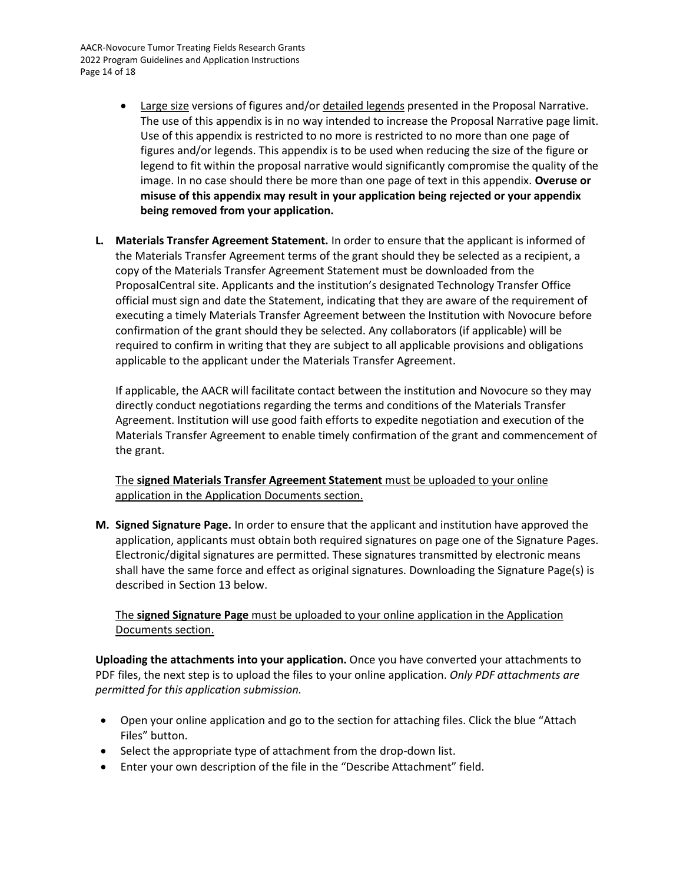- <u>Large size</u> versions of figures and/or <u>detailed legends</u> presented in the Proposal Narrative. The use of this appendix is in no way intended to increase the Proposal Narrative page limit. Use of this appendix is restricted to no more is restricted to no more than one page of figures and/or legends. This appendix is to be used when reducing the size of the figure or legend to fit within the proposal narrative would significantly compromise the quality of the image. In no case should there be more than one page of text in this appendix. **Overuse or misuse of this appendix may result in your application being rejected or your appendix being removed from your application.**

**L. Materials Transfer Agreement Statement.** In order to ensure that the applicant is informed of the Materials Transfer Agreement terms of the grant should they be selected as a recipient, a copy of the Materials Transfer Agreement Statement must be downloaded from the ProposalCentral site. Applicants and the institution's designated Technology Transfer Office official must sign and date the Statement, indicating that they are aware of the requirement of executing a timely Materials Transfer Agreement between the Institution with Novocure before confirmation of the grant should they be selected. Any collaborators (if applicable) will be required to confirm in writing that they are subject to all applicable provisions and obligations applicable to the applicant under the Materials Transfer Agreement.

If applicable, the AACR will facilitate contact between the institution and Novocure so they may directly conduct negotiations regarding the terms and conditions of the Materials Transfer Agreement. Institution will use good faith efforts to expedite negotiation and execution of the Materials Transfer Agreement to enable timely confirmation of the grant and commencement of the grant.

<u>The **signed Materials Transfer Agreement Statement** must be uploaded to your online application in the Application Documents section.</u>

**M. Signed Signature Page.** In order to ensure that the applicant and institution have approved the application, applicants must obtain both required signatures on page one of the Signature Pages. Electronic/digital signatures are permitted. These signatures transmitted by electronic means shall have the same force and effect as original signatures. Downloading the Signature Page(s) is described in Section 13 below.

<u>The **signed Signature Page** must be uploaded to your online application in the Application Documents section.</u>

**Uploading the attachments into your application.** Once you have converted your attachments to PDF files, the next step is to upload the files to your online application. *Only PDF attachments are permitted for this application submission.*

- Open your online application and go to the section for attaching files. Click the blue "Attach Files" button.
- Select the appropriate type of attachment from the drop-down list.
- Enter your own description of the file in the "Describe Attachment" field.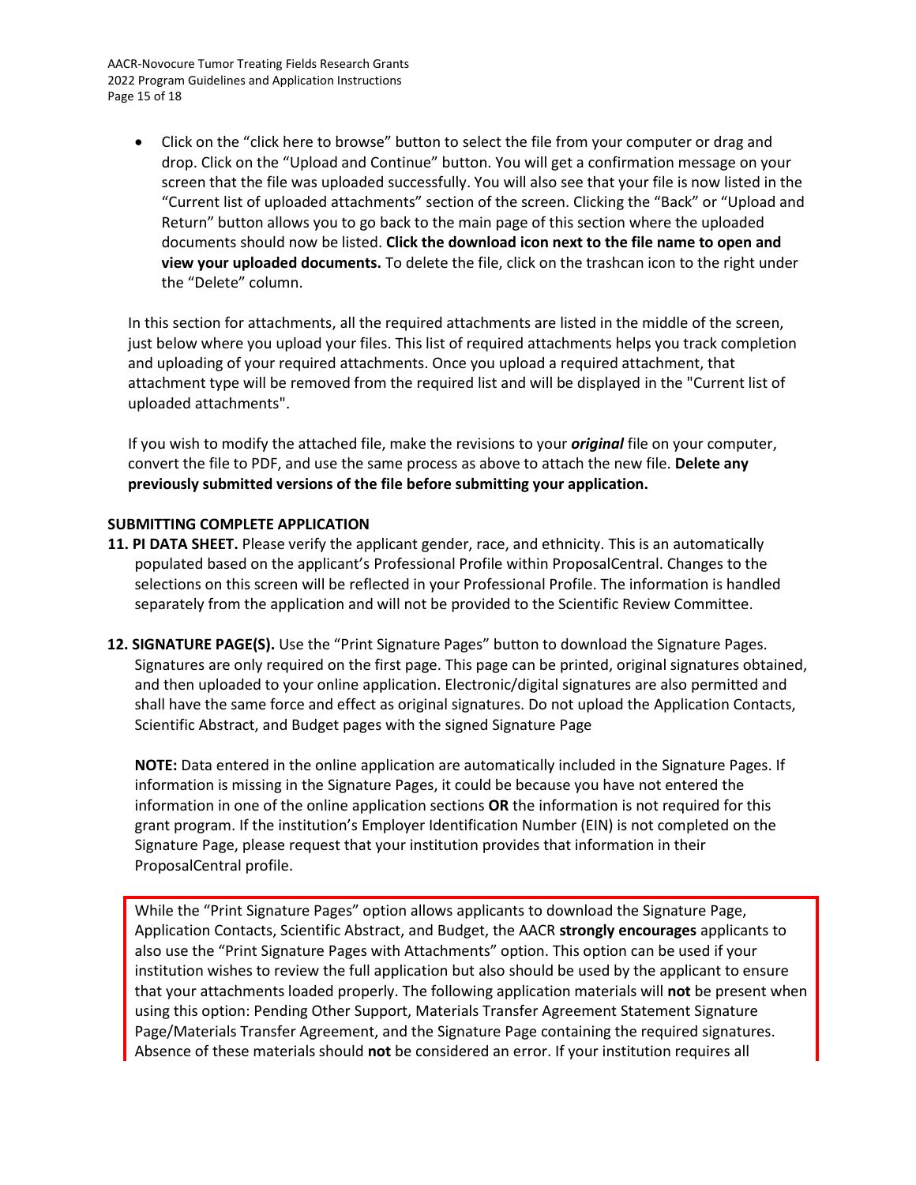- Click on the "click here to browse" button to select the file from your computer or drag and drop. Click on the "Upload and Continue" button. You will get a confirmation message on your screen that the file was uploaded successfully. You will also see that your file is now listed in the "Current list of uploaded attachments" section of the screen. Clicking the "Back" or "Upload and Return" button allows you to go back to the main page of this section where the uploaded documents should now be listed. **Click the download icon next to the file name to open and view your uploaded documents.** To delete the file, click on the trashcan icon to the right under the "Delete" column.

In this section for attachments, all the required attachments are listed in the middle of the screen, just below where you upload your files. This list of required attachments helps you track completion and uploading of your required attachments. Once you upload a required attachment, that attachment type will be removed from the required list and will be displayed in the "Current list of uploaded attachments".

If you wish to modify the attached file, make the revisions to your ***original*** file on your computer, convert the file to PDF, and use the same process as above to attach the new file. **Delete any previously submitted versions of the file before submitting your application.**

**SUBMITTING COMPLETE APPLICATION**

**11. PI DATA SHEET.** Please verify the applicant gender, race, and ethnicity. This is an automatically populated based on the applicant's Professional Profile within ProposalCentral. Changes to the selections on this screen will be reflected in your Professional Profile. The information is handled separately from the application and will not be provided to the Scientific Review Committee.

**12. SIGNATURE PAGE(S).** Use the "Print Signature Pages" button to download the Signature Pages. Signatures are only required on the first page. This page can be printed, original signatures obtained, and then uploaded to your online application. Electronic/digital signatures are also permitted and shall have the same force and effect as original signatures. Do not upload the Application Contacts, Scientific Abstract, and Budget pages with the signed Signature Page

**NOTE:** Data entered in the online application are automatically included in the Signature Pages. If information is missing in the Signature Pages, it could be because you have not entered the information in one of the online application sections **OR** the information is not required for this grant program. If the institution's Employer Identification Number (EIN) is not completed on the Signature Page, please request that your institution provides that information in their ProposalCentral profile.

While the "Print Signature Pages" option allows applicants to download the Signature Page, Application Contacts, Scientific Abstract, and Budget, the AACR **strongly encourages** applicants to also use the "Print Signature Pages with Attachments" option. This option can be used if your institution wishes to review the full application but also should be used by the applicant to ensure that your attachments loaded properly. The following application materials will **not** be present when using this option: Pending Other Support, Materials Transfer Agreement Statement Signature Page/Materials Transfer Agreement, and the Signature Page containing the required signatures. Absence of these materials should **not** be considered an error. If your institution requires all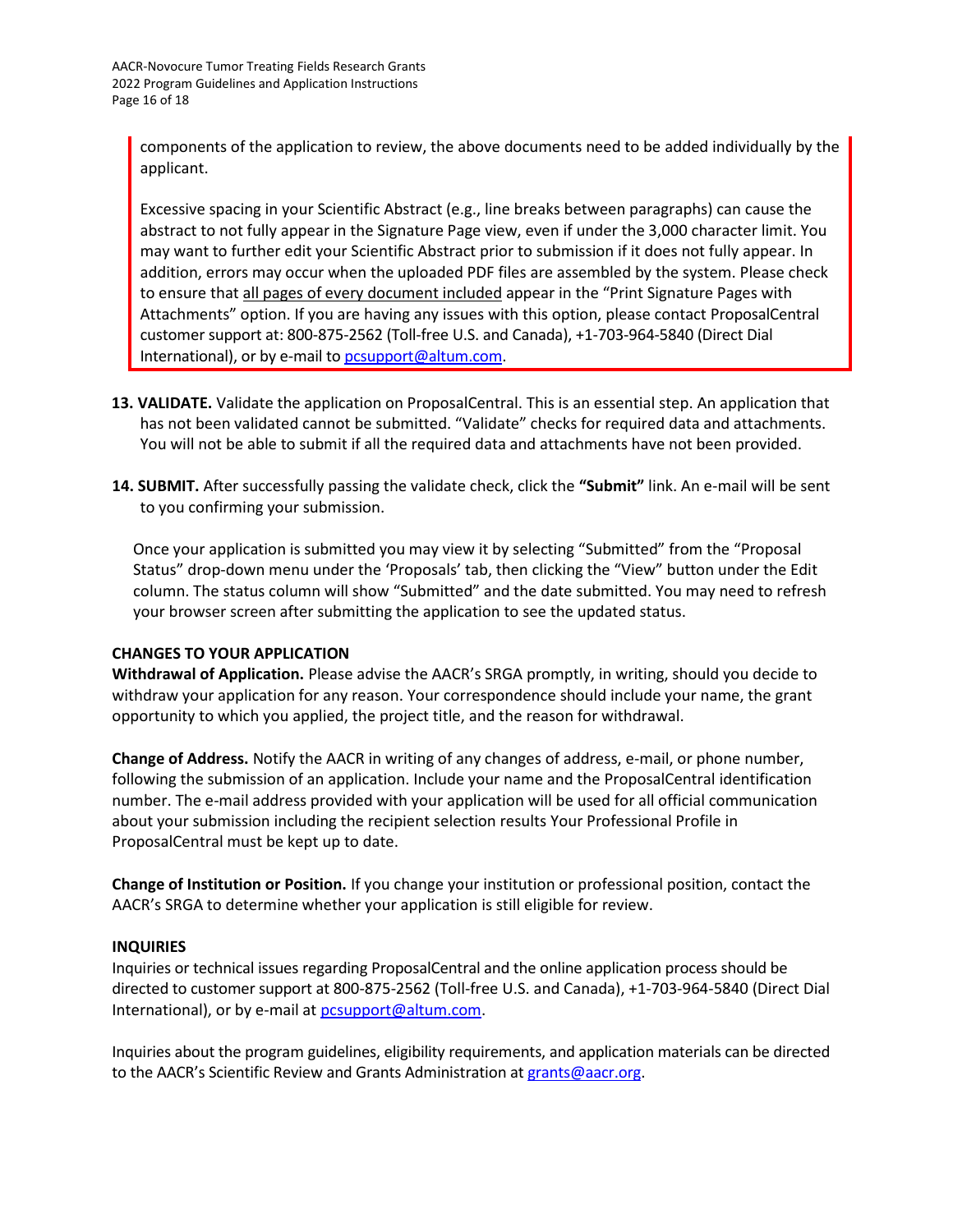components of the application to review, the above documents need to be added individually by the applicant.

Excessive spacing in your Scientific Abstract (e.g., line breaks between paragraphs) can cause the abstract to not fully appear in the Signature Page view, even if under the 3,000 character limit. You may want to further edit your Scientific Abstract prior to submission if it does not fully appear. In addition, errors may occur when the uploaded PDF files are assembled by the system. Please check to ensure that all pages of every document included appear in the "Print Signature Pages with Attachments" option. If you are having any issues with this option, please contact ProposalCentral customer support at: 800-875-2562 (Toll-free U.S. and Canada), +1-703-964-5840 (Direct Dial International), or by e-mail to pcsupport@altum.com.

**13. VALIDATE.** Validate the application on ProposalCentral. This is an essential step. An application that has not been validated cannot be submitted. "Validate" checks for required data and attachments. You will not be able to submit if all the required data and attachments have not been provided.

**14. SUBMIT.** After successfully passing the validate check, click the **"Submit"** link. An e-mail will be sent to you confirming your submission.

Once your application is submitted you may view it by selecting "Submitted" from the "Proposal Status" drop-down menu under the 'Proposals' tab, then clicking the "View" button under the Edit column. The status column will show "Submitted" and the date submitted. You may need to refresh your browser screen after submitting the application to see the updated status.

## CHANGES TO YOUR APPLICATION

**Withdrawal of Application.** Please advise the AACR's SRGA promptly, in writing, should you decide to withdraw your application for any reason. Your correspondence should include your name, the grant opportunity to which you applied, the project title, and the reason for withdrawal.

**Change of Address.** Notify the AACR in writing of any changes of address, e-mail, or phone number, following the submission of an application. Include your name and the ProposalCentral identification number. The e-mail address provided with your application will be used for all official communication about your submission including the recipient selection results Your Professional Profile in ProposalCentral must be kept up to date.

**Change of Institution or Position.** If you change your institution or professional position, contact the AACR's SRGA to determine whether your application is still eligible for review.

## INQUIRIES

Inquiries or technical issues regarding ProposalCentral and the online application process should be directed to customer support at 800-875-2562 (Toll-free U.S. and Canada), +1-703-964-5840 (Direct Dial International), or by e-mail at pcsupport@altum.com.

Inquiries about the program guidelines, eligibility requirements, and application materials can be directed to the AACR's Scientific Review and Grants Administration at grants@aacr.org.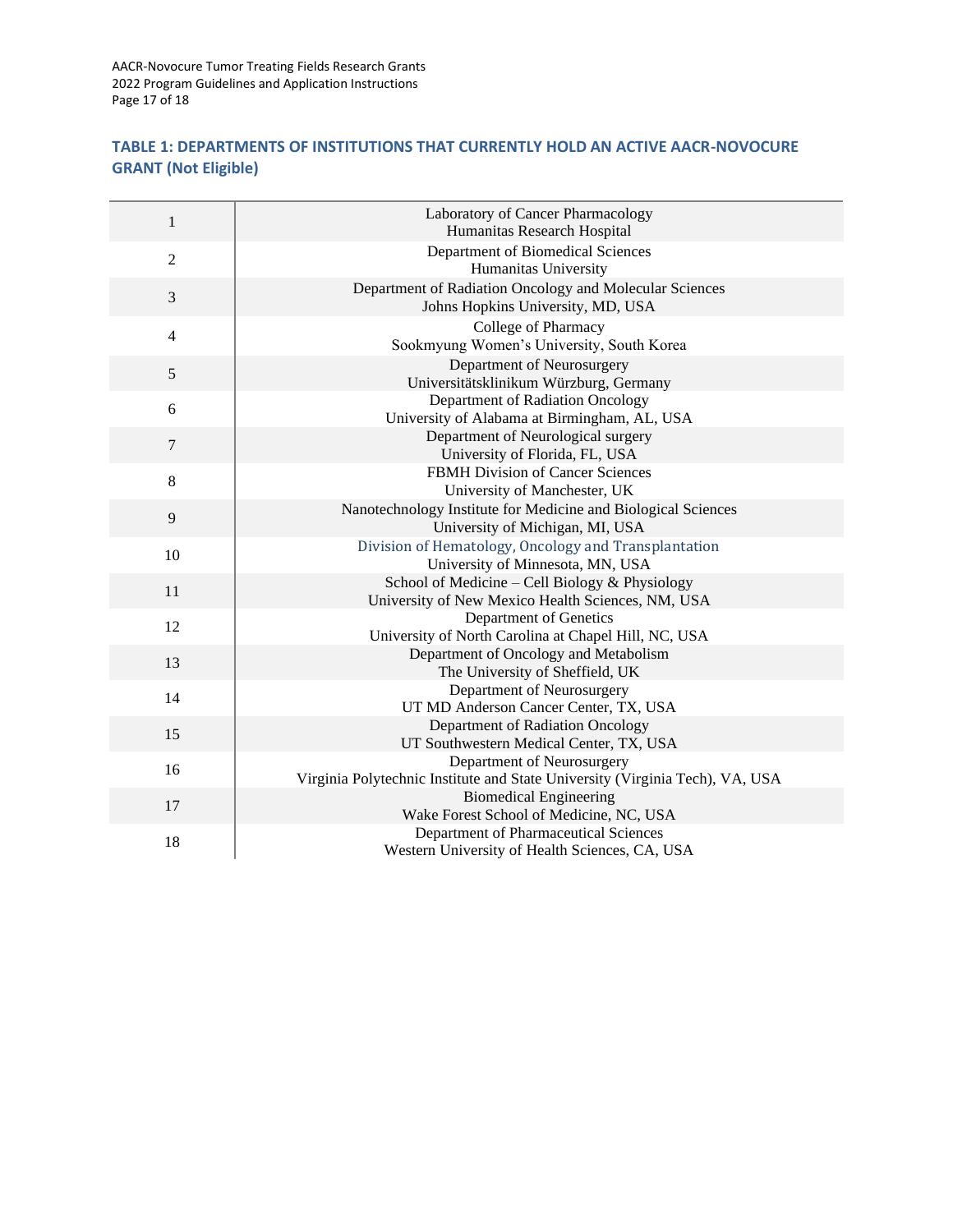### TABLE 1: DEPARTMENTS OF INSTITUTIONS THAT CURRENTLY HOLD AN ACTIVE AACR-NOVOCURE GRANT (Not Eligible)

| | |
|---|---|
| 1 | Laboratory of Cancer Pharmacology<br>Humanitas Research Hospital |
| 2 | Department of Biomedical Sciences<br>Humanitas University |
| 3 | Department of Radiation Oncology and Molecular Sciences<br>Johns Hopkins University, MD, USA |
| 4 | College of Pharmacy<br>Sookmyung Women's University, South Korea |
| 5 | Department of Neurosurgery<br>Universitätsklinikum Würzburg, Germany |
| 6 | Department of Radiation Oncology<br>University of Alabama at Birmingham, AL, USA |
| 7 | Department of Neurological surgery<br>University of Florida, FL, USA |
| 8 | FBMH Division of Cancer Sciences<br>University of Manchester, UK |
| 9 | Nanotechnology Institute for Medicine and Biological Sciences<br>University of Michigan, MI, USA |
| 10 | Division of Hematology, Oncology and Transplantation<br>University of Minnesota, MN, USA |
| 11 | School of Medicine – Cell Biology & Physiology<br>University of New Mexico Health Sciences, NM, USA |
| 12 | Department of Genetics<br>University of North Carolina at Chapel Hill, NC, USA |
| 13 | Department of Oncology and Metabolism<br>The University of Sheffield, UK |
| 14 | Department of Neurosurgery<br>UT MD Anderson Cancer Center, TX, USA |
| 15 | Department of Radiation Oncology<br>UT Southwestern Medical Center, TX, USA |
| 16 | Department of Neurosurgery<br>Virginia Polytechnic Institute and State University (Virginia Tech), VA, USA |
| 17 | Biomedical Engineering<br>Wake Forest School of Medicine, NC, USA |
| 18 | Department of Pharmaceutical Sciences<br>Western University of Health Sciences, CA, USA |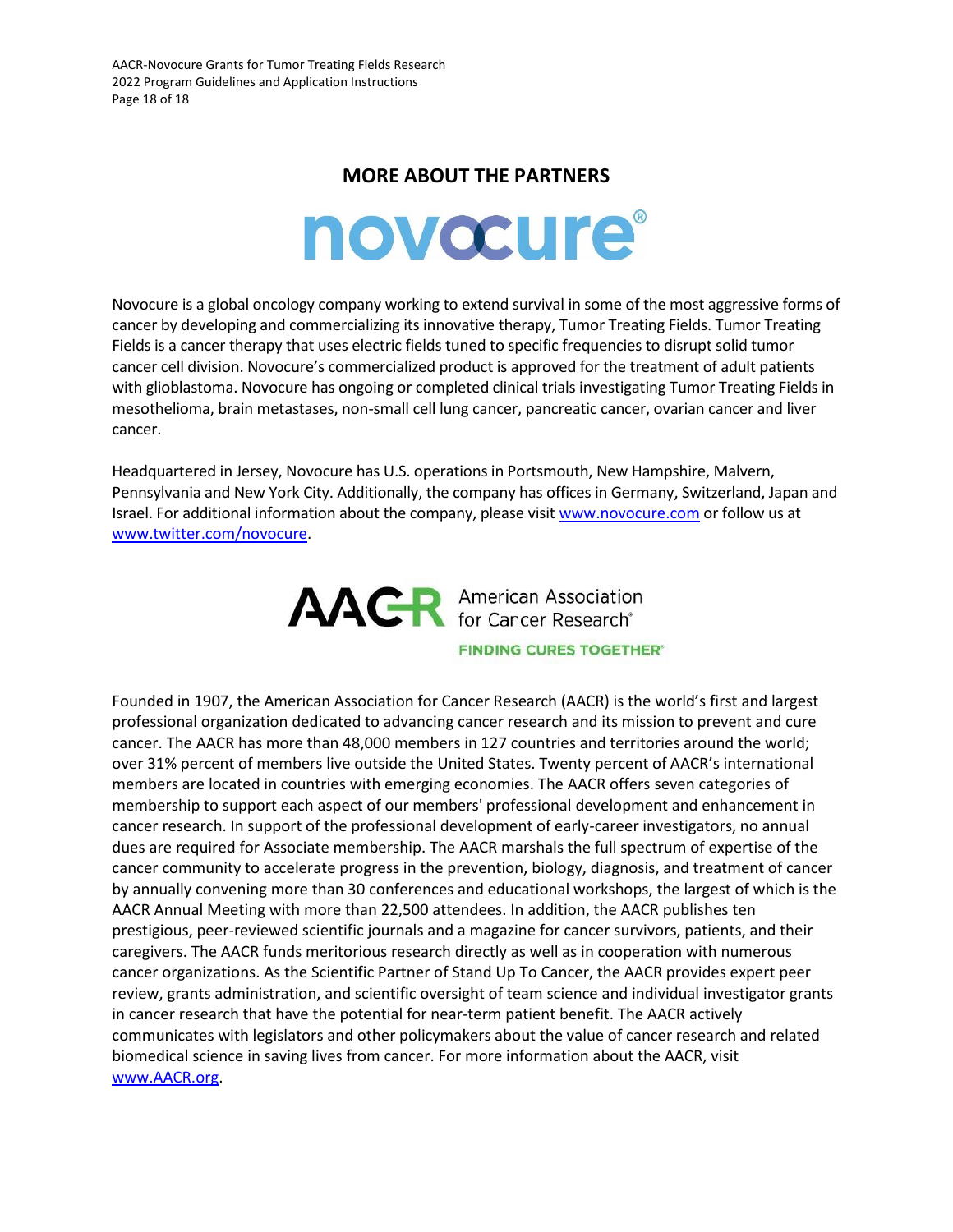## MORE ABOUT THE PARTNERS

Novocure is a global oncology company working to extend survival in some of the most aggressive forms of cancer by developing and commercializing its innovative therapy, Tumor Treating Fields. Tumor Treating Fields is a cancer therapy that uses electric fields tuned to specific frequencies to disrupt solid tumor cancer cell division. Novocure's commercialized product is approved for the treatment of adult patients with glioblastoma. Novocure has ongoing or completed clinical trials investigating Tumor Treating Fields in mesothelioma, brain metastases, non-small cell lung cancer, pancreatic cancer, ovarian cancer and liver cancer.

Headquartered in Jersey, Novocure has U.S. operations in Portsmouth, New Hampshire, Malvern, Pennsylvania and New York City. Additionally, the company has offices in Germany, Switzerland, Japan and Israel. For additional information about the company, please visit [www.novocure.com](http://www.novocure.com) or follow us at [www.twitter.com/novocure](http://www.twitter.com/novocure).

Founded in 1907, the American Association for Cancer Research (AACR) is the world's first and largest professional organization dedicated to advancing cancer research and its mission to prevent and cure cancer. The AACR has more than 48,000 members in 127 countries and territories around the world; over 31% percent of members live outside the United States. Twenty percent of AACR's international members are located in countries with emerging economies. The AACR offers seven categories of membership to support each aspect of our members' professional development and enhancement in cancer research. In support of the professional development of early-career investigators, no annual dues are required for Associate membership. The AACR marshals the full spectrum of expertise of the cancer community to accelerate progress in the prevention, biology, diagnosis, and treatment of cancer by annually convening more than 30 conferences and educational workshops, the largest of which is the AACR Annual Meeting with more than 22,500 attendees. In addition, the AACR publishes ten prestigious, peer-reviewed scientific journals and a magazine for cancer survivors, patients, and their caregivers. The AACR funds meritorious research directly as well as in cooperation with numerous cancer organizations. As the Scientific Partner of Stand Up To Cancer, the AACR provides expert peer review, grants administration, and scientific oversight of team science and individual investigator grants in cancer research that have the potential for near-term patient benefit. The AACR actively communicates with legislators and other policymakers about the value of cancer research and related biomedical science in saving lives from cancer. For more information about the AACR, visit [www.AACR.org](http://www.AACR.org).